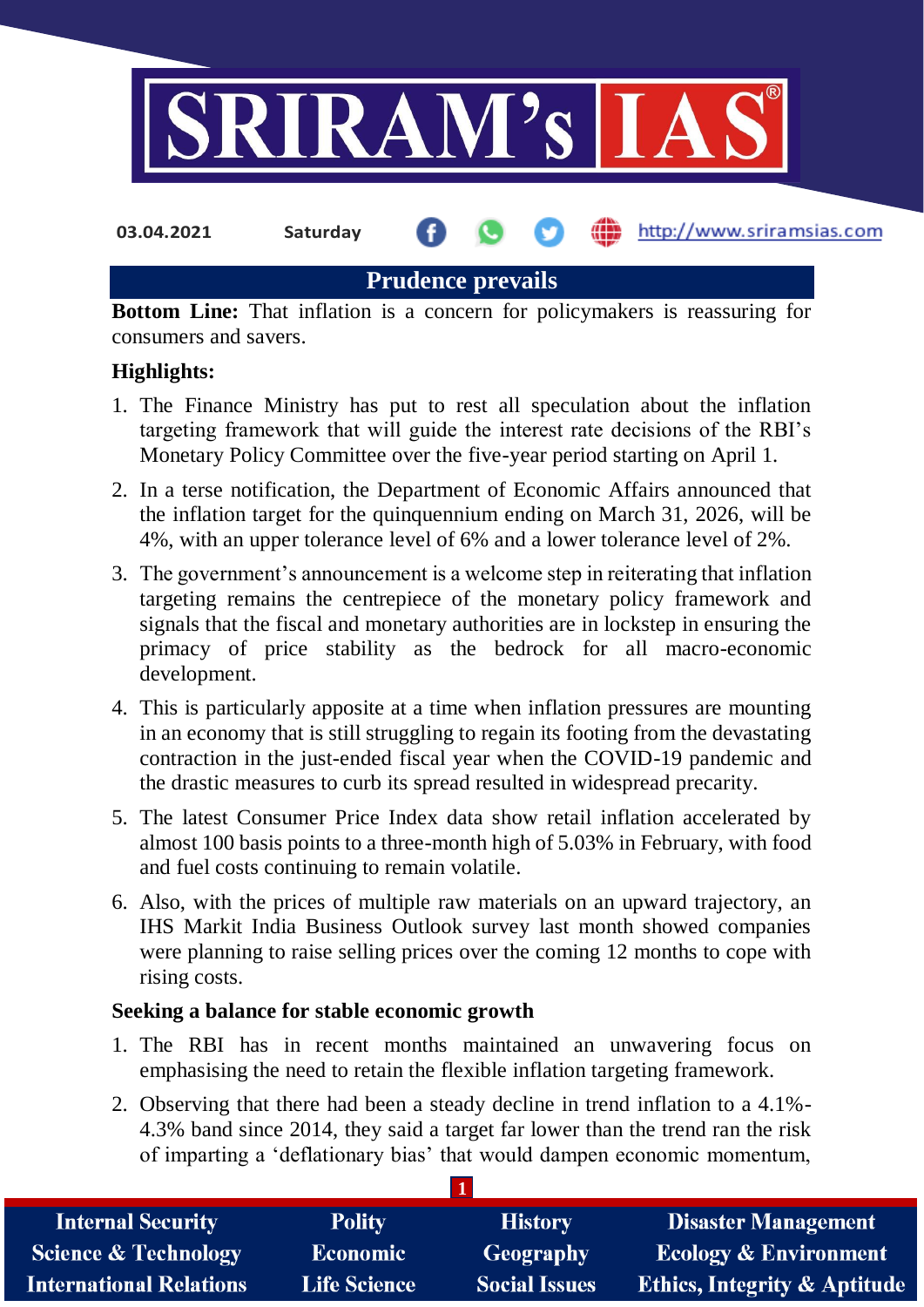03.04.2021 Saturday http://www.sriramsias.com

# Prudence prevails

**Bottom Line:** That inflation is a concern for policymakers is reassuring for consumers and savers.

**Highlights:**

1. The Finance Ministry has put to rest all speculation about the inflation targeting framework that will guide the interest rate decisions of the RBI's Monetary Policy Committee over the five-year period starting on April 1.
2. In a terse notification, the Department of Economic Affairs announced that the inflation target for the quinquennium ending on March 31, 2026, will be 4%, with an upper tolerance level of 6% and a lower tolerance level of 2%.
3. The government's announcement is a welcome step in reiterating that inflation targeting remains the centrepiece of the monetary policy framework and signals that the fiscal and monetary authorities are in lockstep in ensuring the primacy of price stability as the bedrock for all macro-economic development.
4. This is particularly apposite at a time when inflation pressures are mounting in an economy that is still struggling to regain its footing from the devastating contraction in the just-ended fiscal year when the COVID-19 pandemic and the drastic measures to curb its spread resulted in widespread precarity.
5. The latest Consumer Price Index data show retail inflation accelerated by almost 100 basis points to a three-month high of 5.03% in February, with food and fuel costs continuing to remain volatile.
6. Also, with the prices of multiple raw materials on an upward trajectory, an IHS Markit India Business Outlook survey last month showed companies were planning to raise selling prices over the coming 12 months to cope with rising costs.

**Seeking a balance for stable economic growth**

1. The RBI has in recent months maintained an unwavering focus on emphasising the need to retain the flexible inflation targeting framework.
2. Observing that there had been a steady decline in trend inflation to a 4.1%-4.3% band since 2014, they said a target far lower than the trend ran the risk of imparting a 'deflationary bias' that would dampen economic momentum,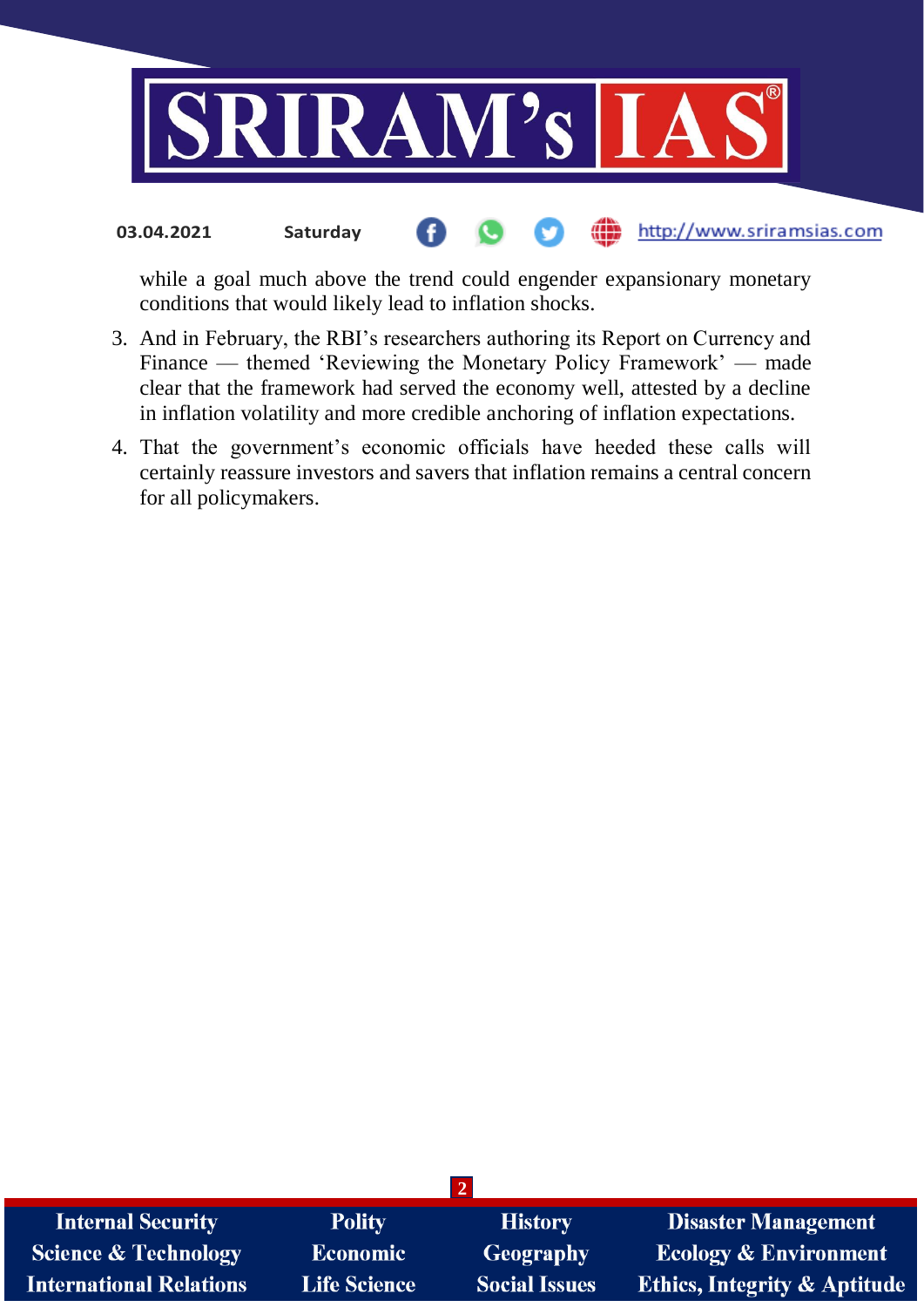while a goal much above the trend could engender expansionary monetary conditions that would likely lead to inflation shocks.

3. And in February, the RBI's researchers authoring its Report on Currency and Finance — themed 'Reviewing the Monetary Policy Framework' — made clear that the framework had served the economy well, attested by a decline in inflation volatility and more credible anchoring of inflation expectations.
4. That the government's economic officials have heeded these calls will certainly reassure investors and savers that inflation remains a central concern for all policymakers.